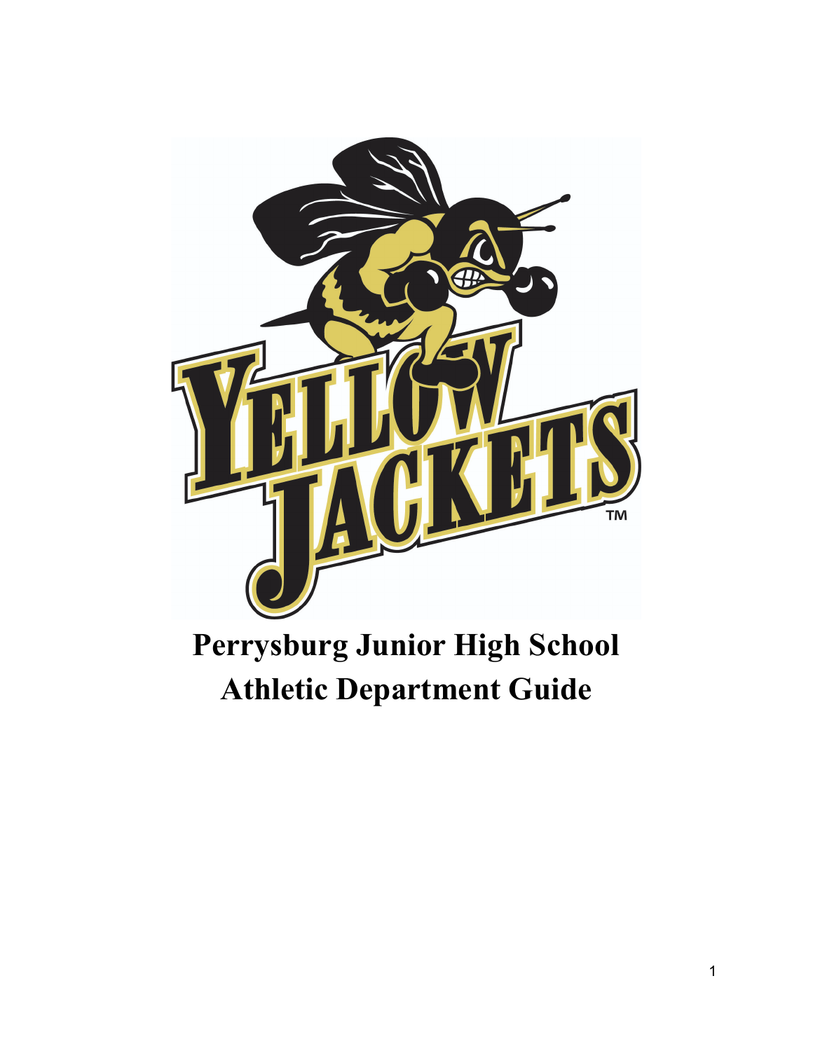# Perrysburg Junior High School Athletic Department Guide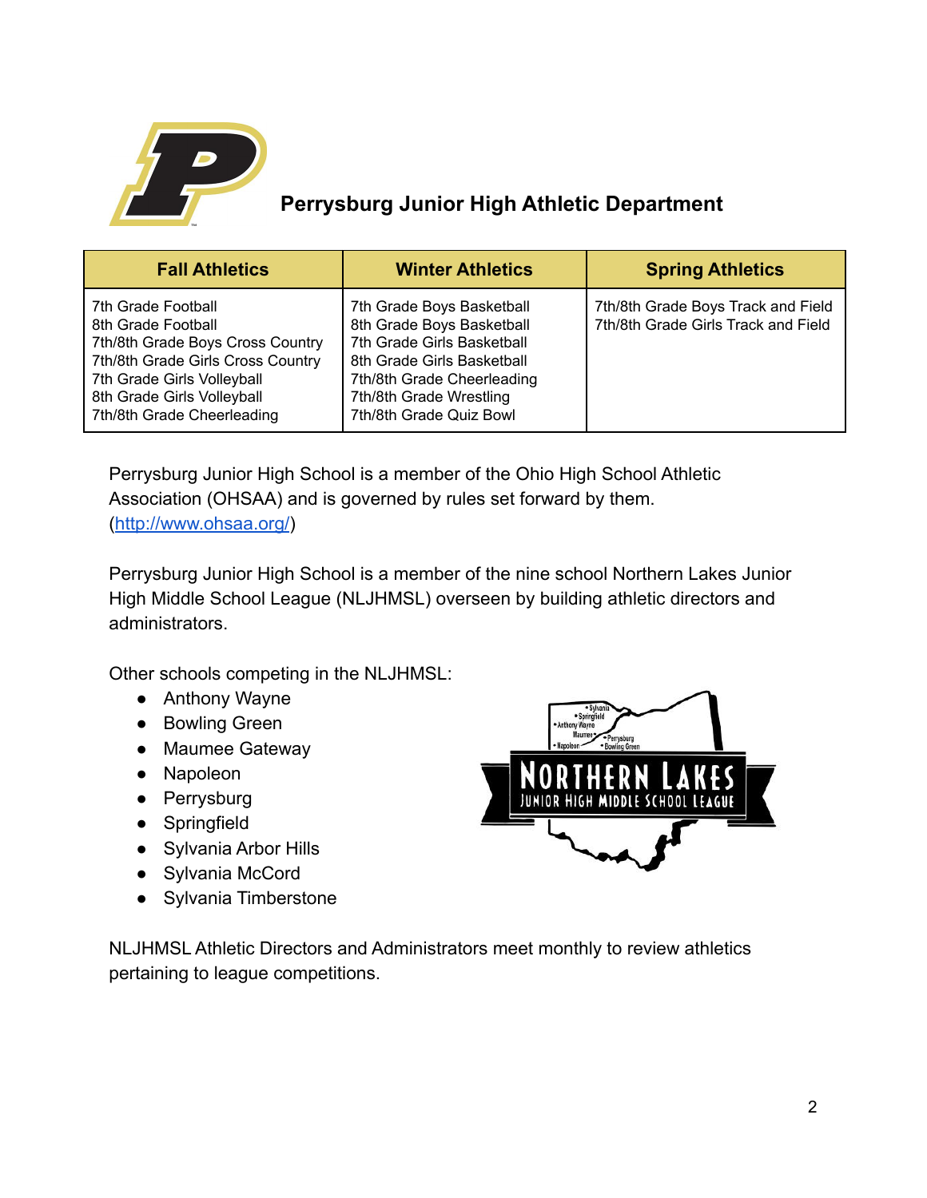# Perrysburg Junior High Athletic Department

| Fall Athletics | Winter Athletics | Spring Athletics |
|---|---|---|
| 7th Grade Football<br>8th Grade Football<br>7th/8th Grade Boys Cross Country<br>7th/8th Grade Girls Cross Country<br>7th Grade Girls Volleyball<br>8th Grade Girls Volleyball<br>7th/8th Grade Cheerleading | 7th Grade Boys Basketball<br>8th Grade Boys Basketball<br>7th Grade Girls Basketball<br>8th Grade Girls Basketball<br>7th/8th Grade Cheerleading<br>7th/8th Grade Wrestling<br>7th/8th Grade Quiz Bowl | 7th/8th Grade Boys Track and Field<br>7th/8th Grade Girls Track and Field |

Perrysburg Junior High School is a member of the Ohio High School Athletic Association (OHSAA) and is governed by rules set forward by them. (http://www.ohsaa.org/)

Perrysburg Junior High School is a member of the nine school Northern Lakes Junior High Middle School League (NLJHMSL) overseen by building athletic directors and administrators.

Other schools competing in the NLJHMSL:

- Anthony Wayne
- Bowling Green
- Maumee Gateway
- Napoleon
- Perrysburg
- Springfield
- Sylvania Arbor Hills
- Sylvania McCord
- Sylvania Timberstone

NLJHMSL Athletic Directors and Administrators meet monthly to review athletics pertaining to league competitions.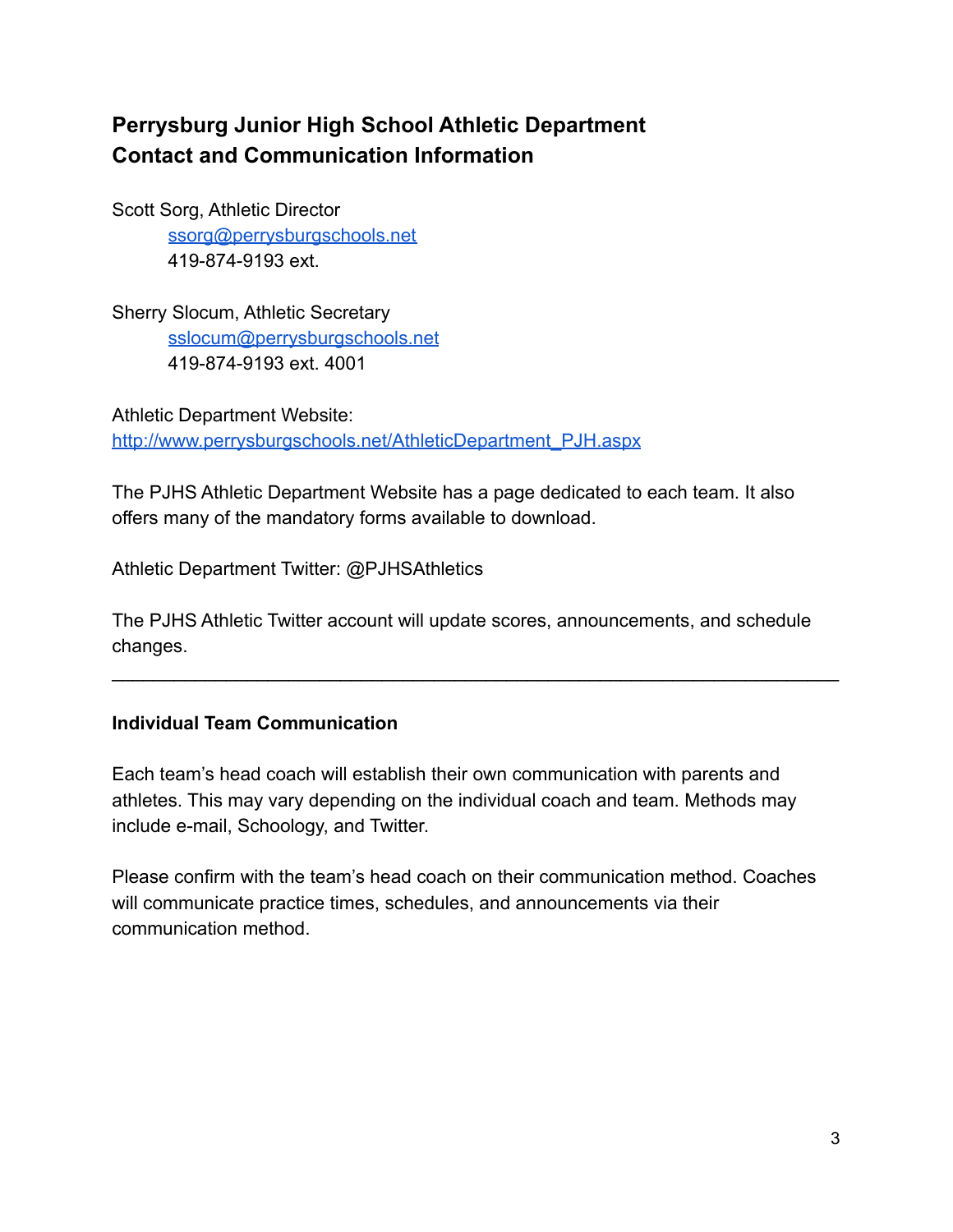# Perrysburg Junior High School Athletic Department
# Contact and Communication Information

Scott Sorg, Athletic Director
ssorg@perrysburgschools.net
419-874-9193 ext.

Sherry Slocum, Athletic Secretary
sslocum@perrysburgschools.net
419-874-9193 ext. 4001

Athletic Department Website:
http://www.perrysburgschools.net/AthleticDepartment_PJH.aspx

The PJHS Athletic Department Website has a page dedicated to each team. It also offers many of the mandatory forms available to download.

Athletic Department Twitter: @PJHSAthletics

The PJHS Athletic Twitter account will update scores, announcements, and schedule changes.

---

## Individual Team Communication

Each team's head coach will establish their own communication with parents and athletes. This may vary depending on the individual coach and team. Methods may include e-mail, Schoology, and Twitter.

Please confirm with the team's head coach on their communication method. Coaches will communicate practice times, schedules, and announcements via their communication method.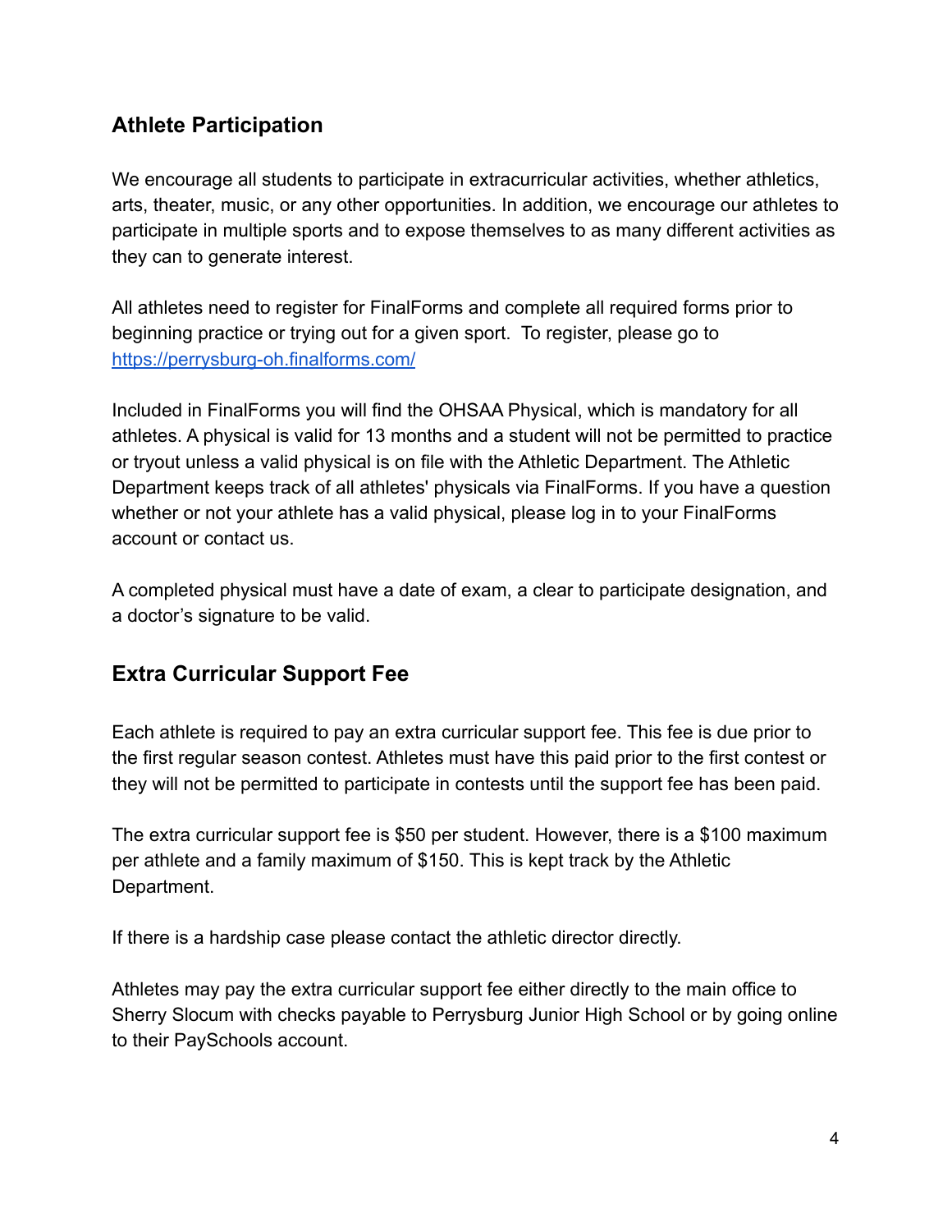## Athlete Participation

We encourage all students to participate in extracurricular activities, whether athletics, arts, theater, music, or any other opportunities. In addition, we encourage our athletes to participate in multiple sports and to expose themselves to as many different activities as they can to generate interest.

All athletes need to register for FinalForms and complete all required forms prior to beginning practice or trying out for a given sport. To register, please go to [https://perrysburg-oh.finalforms.com/](https://perrysburg-oh.finalforms.com/)

Included in FinalForms you will find the OHSAA Physical, which is mandatory for all athletes. A physical is valid for 13 months and a student will not be permitted to practice or tryout unless a valid physical is on file with the Athletic Department. The Athletic Department keeps track of all athletes' physicals via FinalForms. If you have a question whether or not your athlete has a valid physical, please log in to your FinalForms account or contact us.

A completed physical must have a date of exam, a clear to participate designation, and a doctor's signature to be valid.

## Extra Curricular Support Fee

Each athlete is required to pay an extra curricular support fee. This fee is due prior to the first regular season contest. Athletes must have this paid prior to the first contest or they will not be permitted to participate in contests until the support fee has been paid.

The extra curricular support fee is $50 per student. However, there is a $100 maximum per athlete and a family maximum of $150. This is kept track by the Athletic Department.

If there is a hardship case please contact the athletic director directly.

Athletes may pay the extra curricular support fee either directly to the main office to Sherry Slocum with checks payable to Perrysburg Junior High School or by going online to their PaySchools account.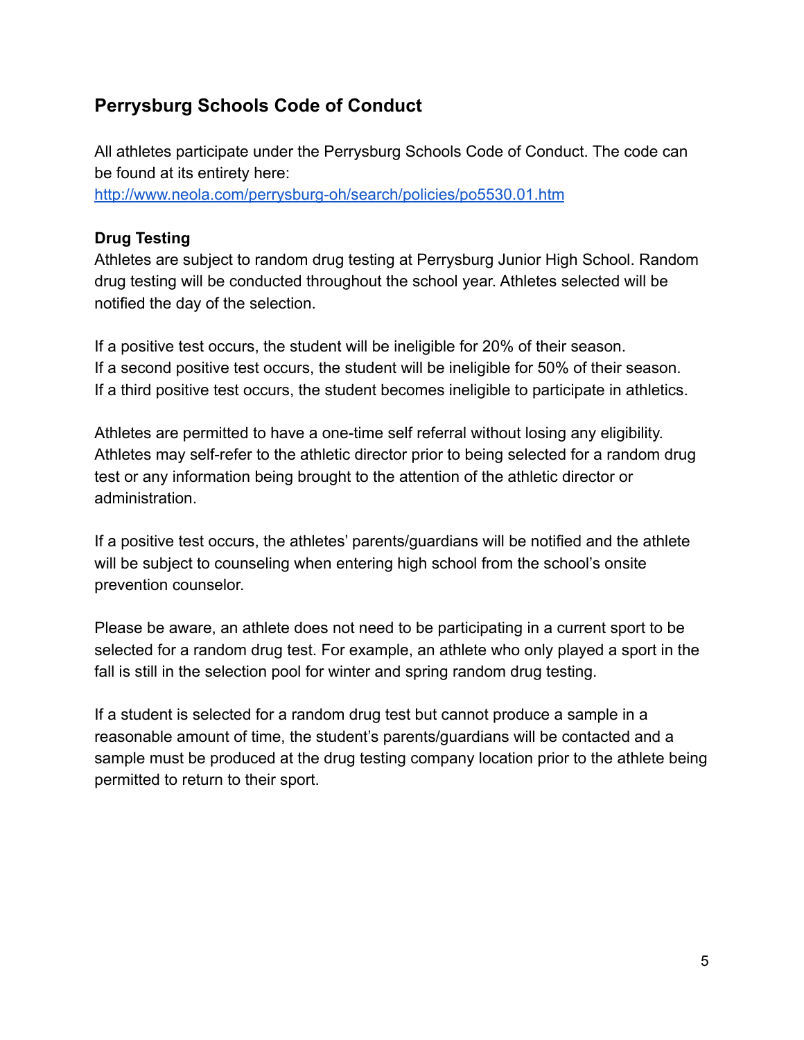## Perrysburg Schools Code of Conduct

All athletes participate under the Perrysburg Schools Code of Conduct. The code can be found at its entirety here:
http://www.neola.com/perrysburg-oh/search/policies/po5530.01.htm

**Drug Testing**

Athletes are subject to random drug testing at Perrysburg Junior High School. Random drug testing will be conducted throughout the school year. Athletes selected will be notified the day of the selection.

If a positive test occurs, the student will be ineligible for 20% of their season.
If a second positive test occurs, the student will be ineligible for 50% of their season.
If a third positive test occurs, the student becomes ineligible to participate in athletics.

Athletes are permitted to have a one-time self referral without losing any eligibility. Athletes may self-refer to the athletic director prior to being selected for a random drug test or any information being brought to the attention of the athletic director or administration.

If a positive test occurs, the athletes' parents/guardians will be notified and the athlete will be subject to counseling when entering high school from the school's onsite prevention counselor.

Please be aware, an athlete does not need to be participating in a current sport to be selected for a random drug test. For example, an athlete who only played a sport in the fall is still in the selection pool for winter and spring random drug testing.

If a student is selected for a random drug test but cannot produce a sample in a reasonable amount of time, the student's parents/guardians will be contacted and a sample must be produced at the drug testing company location prior to the athlete being permitted to return to their sport.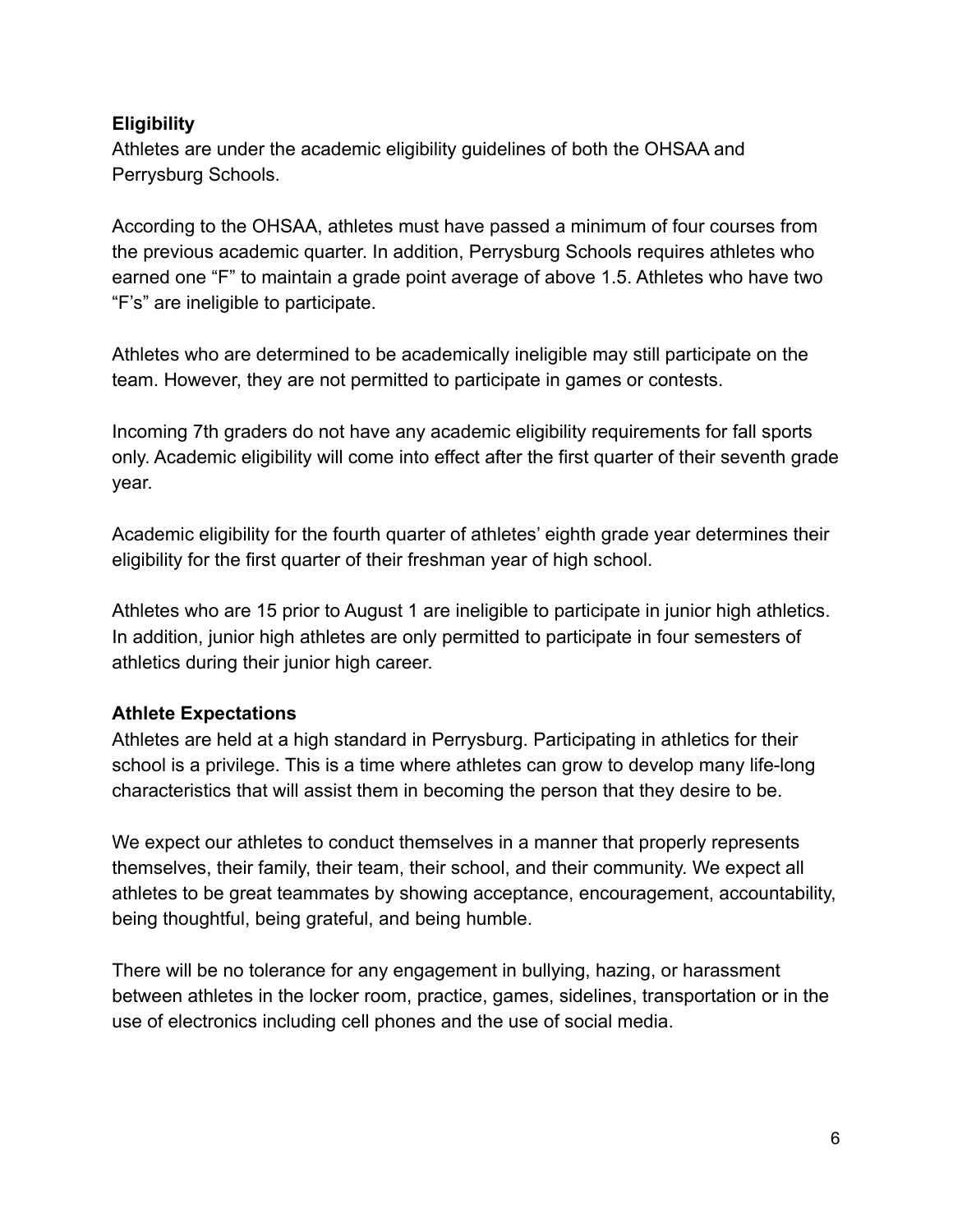**Eligibility**

Athletes are under the academic eligibility guidelines of both the OHSAA and Perrysburg Schools.

According to the OHSAA, athletes must have passed a minimum of four courses from the previous academic quarter. In addition, Perrysburg Schools requires athletes who earned one “F” to maintain a grade point average of above 1.5. Athletes who have two “F’s” are ineligible to participate.

Athletes who are determined to be academically ineligible may still participate on the team. However, they are not permitted to participate in games or contests.

Incoming 7th graders do not have any academic eligibility requirements for fall sports only. Academic eligibility will come into effect after the first quarter of their seventh grade year.

Academic eligibility for the fourth quarter of athletes’ eighth grade year determines their eligibility for the first quarter of their freshman year of high school.

Athletes who are 15 prior to August 1 are ineligible to participate in junior high athletics. In addition, junior high athletes are only permitted to participate in four semesters of athletics during their junior high career.

**Athlete Expectations**

Athletes are held at a high standard in Perrysburg. Participating in athletics for their school is a privilege. This is a time where athletes can grow to develop many life-long characteristics that will assist them in becoming the person that they desire to be.

We expect our athletes to conduct themselves in a manner that properly represents themselves, their family, their team, their school, and their community. We expect all athletes to be great teammates by showing acceptance, encouragement, accountability, being thoughtful, being grateful, and being humble.

There will be no tolerance for any engagement in bullying, hazing, or harassment between athletes in the locker room, practice, games, sidelines, transportation or in the use of electronics including cell phones and the use of social media.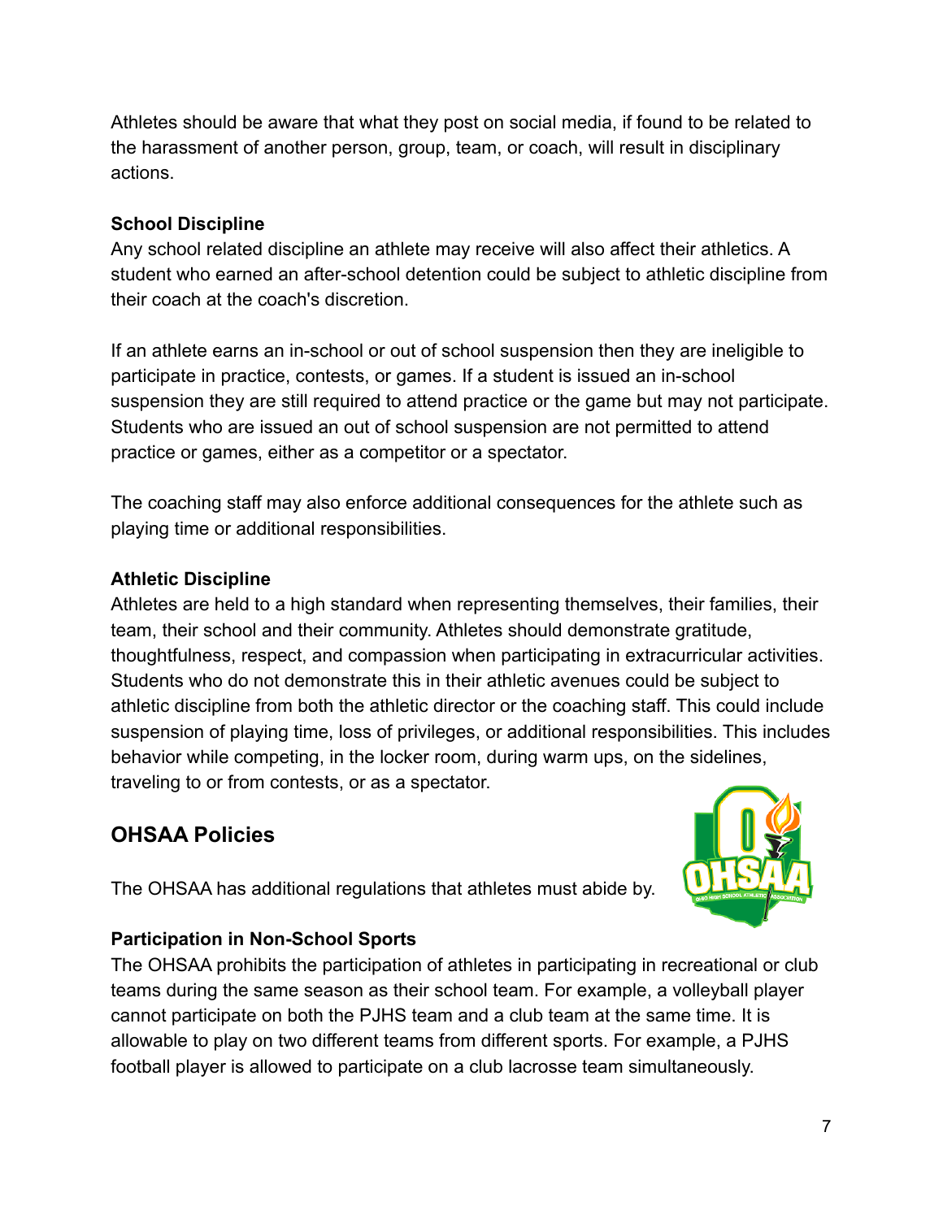Athletes should be aware that what they post on social media, if found to be related to the harassment of another person, group, team, or coach, will result in disciplinary actions.

**School Discipline**

Any school related discipline an athlete may receive will also affect their athletics. A student who earned an after-school detention could be subject to athletic discipline from their coach at the coach's discretion.

If an athlete earns an in-school or out of school suspension then they are ineligible to participate in practice, contests, or games. If a student is issued an in-school suspension they are still required to attend practice or the game but may not participate. Students who are issued an out of school suspension are not permitted to attend practice or games, either as a competitor or a spectator.

The coaching staff may also enforce additional consequences for the athlete such as playing time or additional responsibilities.

**Athletic Discipline**

Athletes are held to a high standard when representing themselves, their families, their team, their school and their community. Athletes should demonstrate gratitude, thoughtfulness, respect, and compassion when participating in extracurricular activities. Students who do not demonstrate this in their athletic avenues could be subject to athletic discipline from both the athletic director or the coaching staff. This could include suspension of playing time, loss of privileges, or additional responsibilities. This includes behavior while competing, in the locker room, during warm ups, on the sidelines, traveling to or from contests, or as a spectator.

## OHSAA Policies

The OHSAA has additional regulations that athletes must abide by.

**Participation in Non-School Sports**

The OHSAA prohibits the participation of athletes in participating in recreational or club teams during the same season as their school team. For example, a volleyball player cannot participate on both the PJHS team and a club team at the same time. It is allowable to play on two different teams from different sports. For example, a PJHS football player is allowed to participate on a club lacrosse team simultaneously.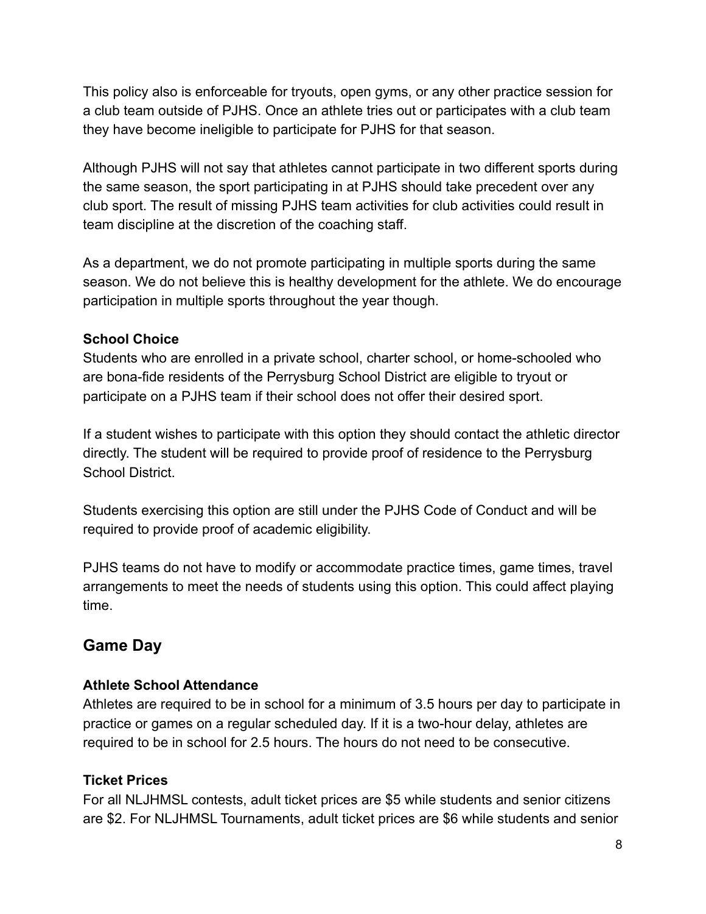This policy also is enforceable for tryouts, open gyms, or any other practice session for a club team outside of PJHS. Once an athlete tries out or participates with a club team they have become ineligible to participate for PJHS for that season.

Although PJHS will not say that athletes cannot participate in two different sports during the same season, the sport participating in at PJHS should take precedent over any club sport. The result of missing PJHS team activities for club activities could result in team discipline at the discretion of the coaching staff.

As a department, we do not promote participating in multiple sports during the same season. We do not believe this is healthy development for the athlete. We do encourage participation in multiple sports throughout the year though.

**School Choice**

Students who are enrolled in a private school, charter school, or home-schooled who are bona-fide residents of the Perrysburg School District are eligible to tryout or participate on a PJHS team if their school does not offer their desired sport.

If a student wishes to participate with this option they should contact the athletic director directly. The student will be required to provide proof of residence to the Perrysburg School District.

Students exercising this option are still under the PJHS Code of Conduct and will be required to provide proof of academic eligibility.

PJHS teams do not have to modify or accommodate practice times, game times, travel arrangements to meet the needs of students using this option. This could affect playing time.

## Game Day

**Athlete School Attendance**

Athletes are required to be in school for a minimum of 3.5 hours per day to participate in practice or games on a regular scheduled day. If it is a two-hour delay, athletes are required to be in school for 2.5 hours. The hours do not need to be consecutive.

**Ticket Prices**

For all NLJHMSL contests, adult ticket prices are $5 while students and senior citizens are $2. For NLJHMSL Tournaments, adult ticket prices are $6 while students and senior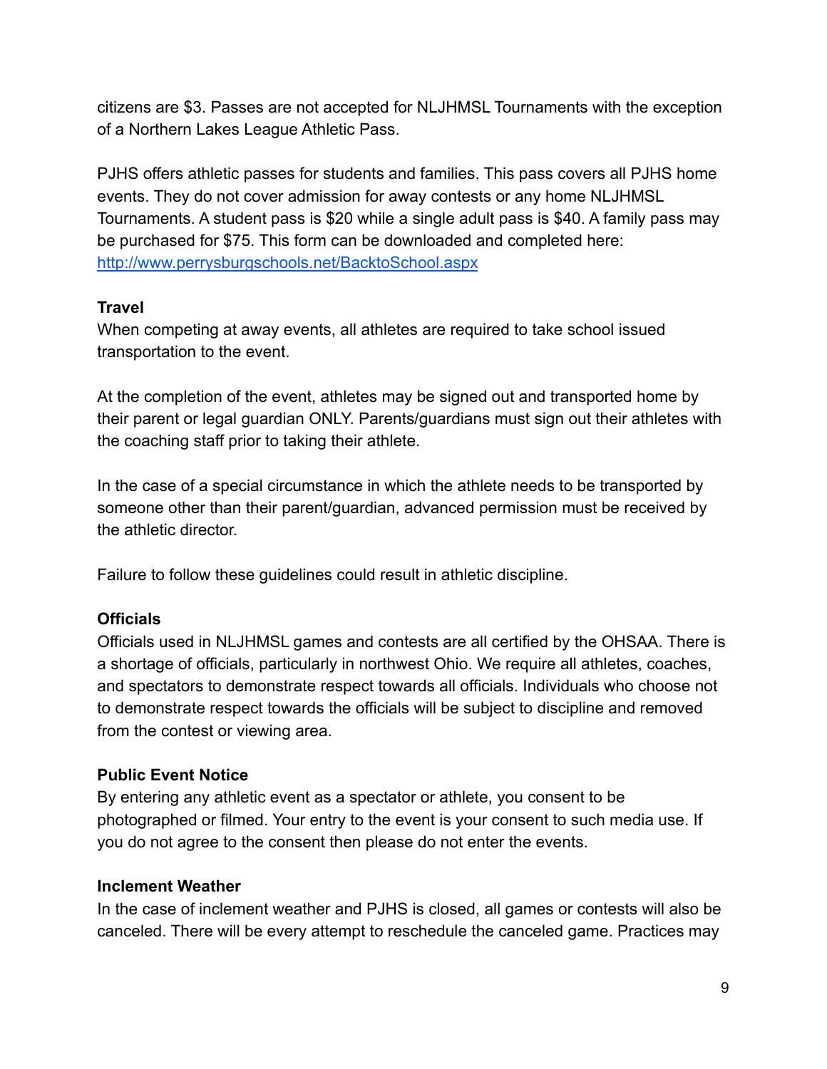citizens are $3. Passes are not accepted for NLJHMSL Tournaments with the exception of a Northern Lakes League Athletic Pass.

PJHS offers athletic passes for students and families. This pass covers all PJHS home events. They do not cover admission for away contests or any home NLJHMSL Tournaments. A student pass is $20 while a single adult pass is $40. A family pass may be purchased for $75. This form can be downloaded and completed here: [http://www.perrysburgschools.net/BacktoSchool.aspx](http://www.perrysburgschools.net/BacktoSchool.aspx)

**Travel**

When competing at away events, all athletes are required to take school issued transportation to the event.

At the completion of the event, athletes may be signed out and transported home by their parent or legal guardian ONLY. Parents/guardians must sign out their athletes with the coaching staff prior to taking their athlete.

In the case of a special circumstance in which the athlete needs to be transported by someone other than their parent/guardian, advanced permission must be received by the athletic director.

Failure to follow these guidelines could result in athletic discipline.

**Officials**

Officials used in NLJHMSL games and contests are all certified by the OHSAA. There is a shortage of officials, particularly in northwest Ohio. We require all athletes, coaches, and spectators to demonstrate respect towards all officials. Individuals who choose not to demonstrate respect towards the officials will be subject to discipline and removed from the contest or viewing area.

**Public Event Notice**

By entering any athletic event as a spectator or athlete, you consent to be photographed or filmed. Your entry to the event is your consent to such media use. If you do not agree to the consent then please do not enter the events.

**Inclement Weather**

In the case of inclement weather and PJHS is closed, all games or contests will also be canceled. There will be every attempt to reschedule the canceled game. Practices may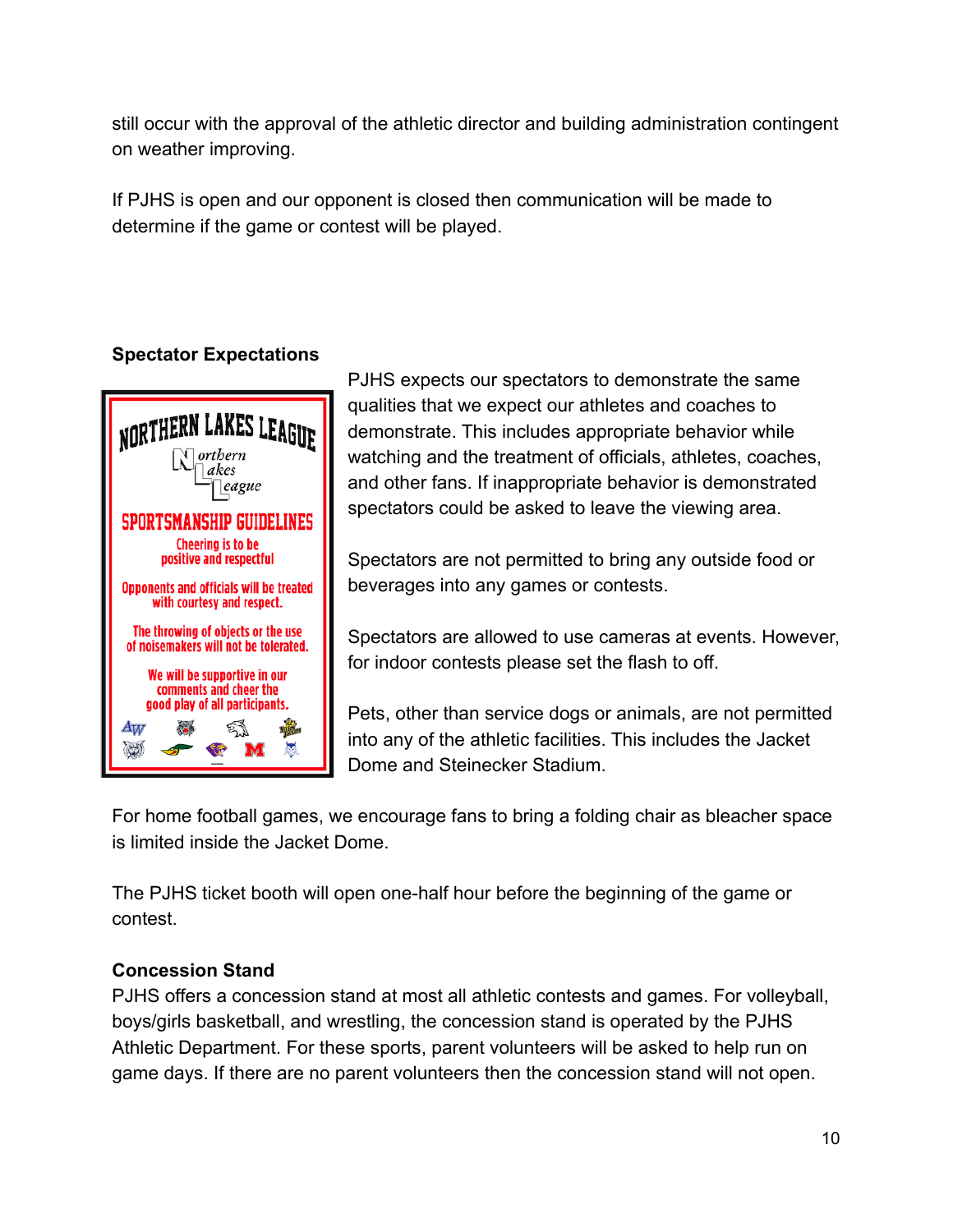still occur with the approval of the athletic director and building administration contingent on weather improving.

If PJHS is open and our opponent is closed then communication will be made to determine if the game or contest will be played.

**Spectator Expectations**

NORTHERN LAKES LEAGUE

Northern Lakes League

SPORTSMANSHIP GUIDELINES

Cheering is to be positive and respectful

Opponents and officials will be treated with courtesy and respect.

The throwing of objects or the use of noisemakers will not be tolerated.

We will be supportive in our comments and cheer the good play of all participants.

PJHS expects our spectators to demonstrate the same qualities that we expect our athletes and coaches to demonstrate. This includes appropriate behavior while watching and the treatment of officials, athletes, coaches, and other fans. If inappropriate behavior is demonstrated spectators could be asked to leave the viewing area.

Spectators are not permitted to bring any outside food or beverages into any games or contests.

Spectators are allowed to use cameras at events. However, for indoor contests please set the flash to off.

Pets, other than service dogs or animals, are not permitted into any of the athletic facilities. This includes the Jacket Dome and Steinecker Stadium.

For home football games, we encourage fans to bring a folding chair as bleacher space is limited inside the Jacket Dome.

The PJHS ticket booth will open one-half hour before the beginning of the game or contest.

**Concession Stand**

PJHS offers a concession stand at most all athletic contests and games. For volleyball, boys/girls basketball, and wrestling, the concession stand is operated by the PJHS Athletic Department. For these sports, parent volunteers will be asked to help run on game days. If there are no parent volunteers then the concession stand will not open.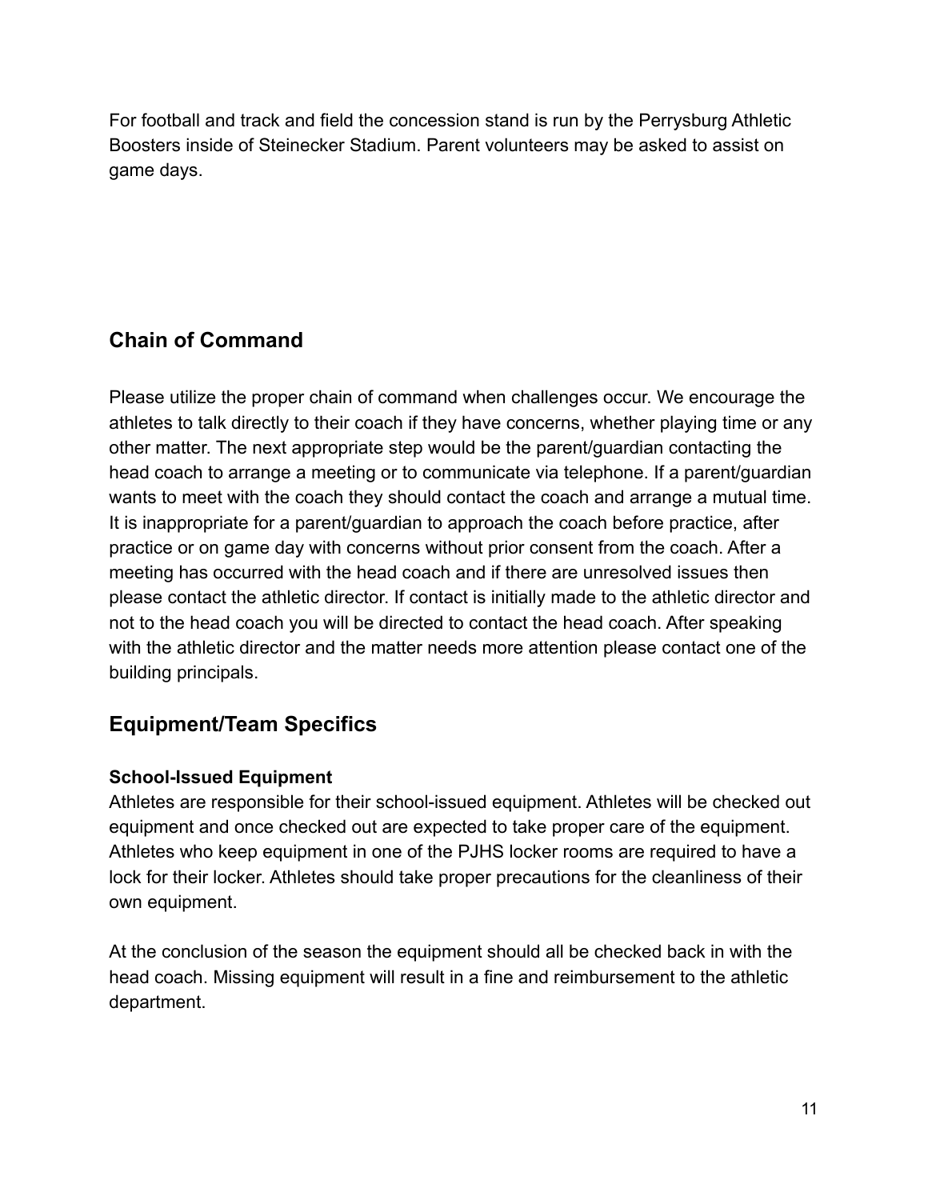For football and track and field the concession stand is run by the Perrysburg Athletic Boosters inside of Steinecker Stadium. Parent volunteers may be asked to assist on game days.

## Chain of Command

Please utilize the proper chain of command when challenges occur. We encourage the athletes to talk directly to their coach if they have concerns, whether playing time or any other matter. The next appropriate step would be the parent/guardian contacting the head coach to arrange a meeting or to communicate via telephone. If a parent/guardian wants to meet with the coach they should contact the coach and arrange a mutual time. It is inappropriate for a parent/guardian to approach the coach before practice, after practice or on game day with concerns without prior consent from the coach. After a meeting has occurred with the head coach and if there are unresolved issues then please contact the athletic director. If contact is initially made to the athletic director and not to the head coach you will be directed to contact the head coach. After speaking with the athletic director and the matter needs more attention please contact one of the building principals.

## Equipment/Team Specifics

**School-Issued Equipment**

Athletes are responsible for their school-issued equipment. Athletes will be checked out equipment and once checked out are expected to take proper care of the equipment. Athletes who keep equipment in one of the PJHS locker rooms are required to have a lock for their locker. Athletes should take proper precautions for the cleanliness of their own equipment.

At the conclusion of the season the equipment should all be checked back in with the head coach. Missing equipment will result in a fine and reimbursement to the athletic department.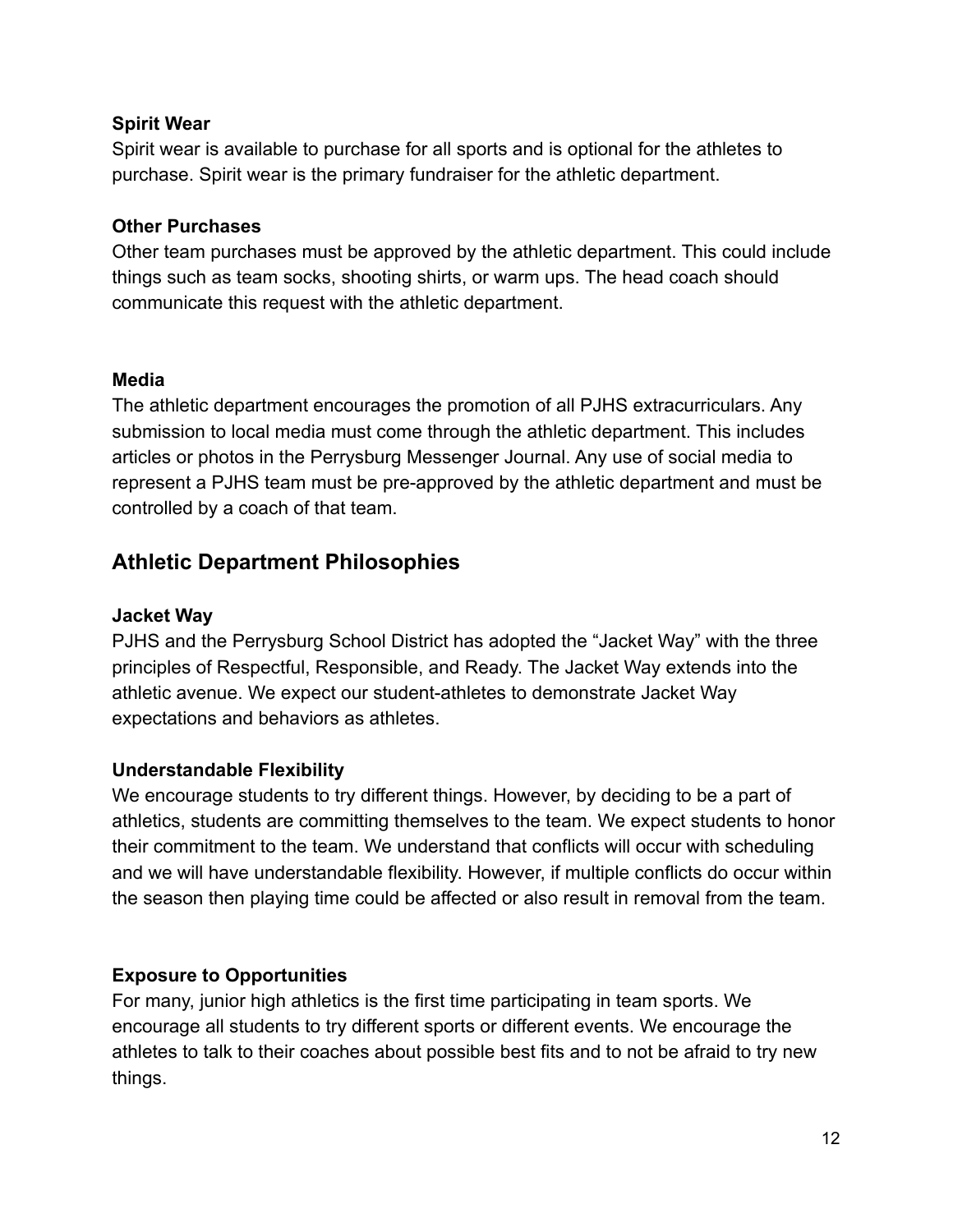### Spirit Wear

Spirit wear is available to purchase for all sports and is optional for the athletes to purchase. Spirit wear is the primary fundraiser for the athletic department.

### Other Purchases

Other team purchases must be approved by the athletic department. This could include things such as team socks, shooting shirts, or warm ups. The head coach should communicate this request with the athletic department.

### Media

The athletic department encourages the promotion of all PJHS extracurriculars. Any submission to local media must come through the athletic department. This includes articles or photos in the Perrysburg Messenger Journal. Any use of social media to represent a PJHS team must be pre-approved by the athletic department and must be controlled by a coach of that team.

## Athletic Department Philosophies

### Jacket Way

PJHS and the Perrysburg School District has adopted the “Jacket Way” with the three principles of Respectful, Responsible, and Ready. The Jacket Way extends into the athletic avenue. We expect our student-athletes to demonstrate Jacket Way expectations and behaviors as athletes.

### Understandable Flexibility

We encourage students to try different things. However, by deciding to be a part of athletics, students are committing themselves to the team. We expect students to honor their commitment to the team. We understand that conflicts will occur with scheduling and we will have understandable flexibility. However, if multiple conflicts do occur within the season then playing time could be affected or also result in removal from the team.

### Exposure to Opportunities

For many, junior high athletics is the first time participating in team sports. We encourage all students to try different sports or different events. We encourage the athletes to talk to their coaches about possible best fits and to not be afraid to try new things.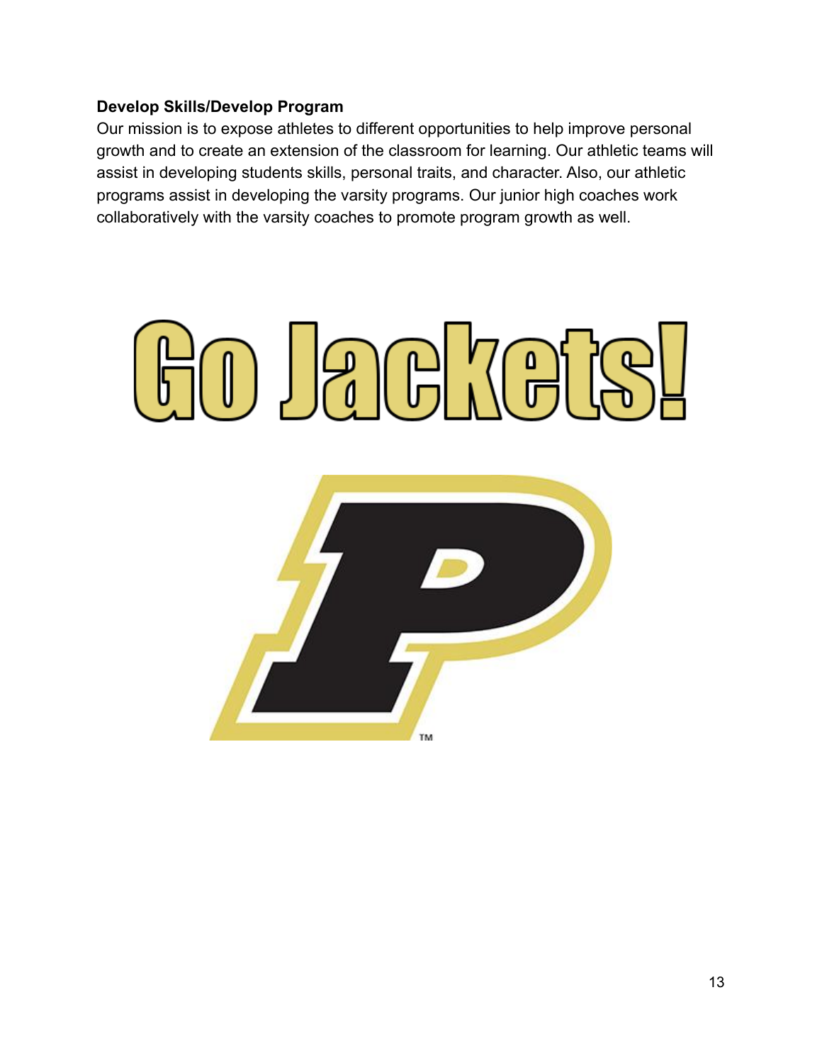**Develop Skills/Develop Program**

Our mission is to expose athletes to different opportunities to help improve personal growth and to create an extension of the classroom for learning. Our athletic teams will assist in developing students skills, personal traits, and character. Also, our athletic programs assist in developing the varsity programs. Our junior high coaches work collaboratively with the varsity coaches to promote program growth as well.

Go Jackets!